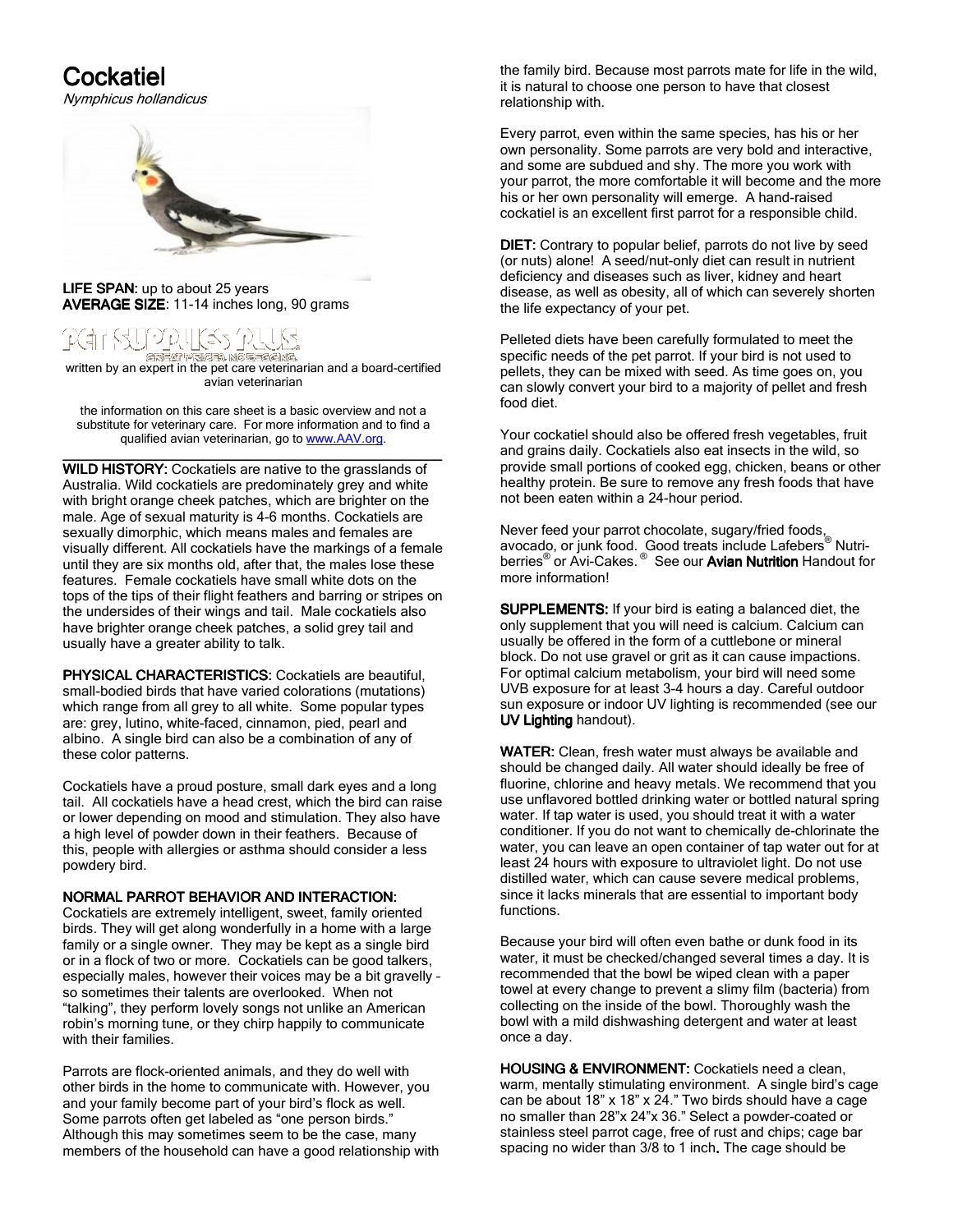# Cockatiel

*Nymphicus hollandicus*

**LIFE SPAN:** up to about 25 years
**AVERAGE SIZE**: 11-14 inches long, 90 grams

written by an expert in the pet care veterinarian and a board-certified avian veterinarian

the information on this care sheet is a basic overview and not a substitute for veterinary care. For more information and to find a qualified avian veterinarian, go to www.AAV.org.

---

**WILD HISTORY:** Cockatiels are native to the grasslands of Australia. Wild cockatiels are predominately grey and white with bright orange cheek patches, which are brighter on the male. Age of sexual maturity is 4-6 months. Cockatiels are sexually dimorphic, which means males and females are visually different. All cockatiels have the markings of a female until they are six months old, after that, the males lose these features. Female cockatiels have small white dots on the tops of the tips of their flight feathers and barring or stripes on the undersides of their wings and tail. Male cockatiels also have brighter orange cheek patches, a solid grey tail and usually have a greater ability to talk.

**PHYSICAL CHARACTERISTICS:** Cockatiels are beautiful, small-bodied birds that have varied colorations (mutations) which range from all grey to all white. Some popular types are: grey, lutino, white-faced, cinnamon, pied, pearl and albino. A single bird can also be a combination of any of these color patterns.

Cockatiels have a proud posture, small dark eyes and a long tail. All cockatiels have a head crest, which the bird can raise or lower depending on mood and stimulation. They also have a high level of powder down in their feathers. Because of this, people with allergies or asthma should consider a less powdery bird.

**NORMAL PARROT BEHAVIOR AND INTERACTION:**
Cockatiels are extremely intelligent, sweet, family oriented birds. They will get along wonderfully in a home with a large family or a single owner. They may be kept as a single bird or in a flock of two or more. Cockatiels can be good talkers, especially males, however their voices may be a bit gravelly – so sometimes their talents are overlooked. When not "talking", they perform lovely songs not unlike an American robin's morning tune, or they chirp happily to communicate with their families.

Parrots are flock-oriented animals, and they do well with other birds in the home to communicate with. However, you and your family become part of your bird's flock as well. Some parrots often get labeled as "one person birds." Although this may sometimes seem to be the case, many members of the household can have a good relationship with the family bird. Because most parrots mate for life in the wild, it is natural to choose one person to have that closest relationship with.

Every parrot, even within the same species, has his or her own personality. Some parrots are very bold and interactive, and some are subdued and shy. The more you work with your parrot, the more comfortable it will become and the more his or her own personality will emerge. A hand-raised cockatiel is an excellent first parrot for a responsible child.

**DIET:** Contrary to popular belief, parrots do not live by seed (or nuts) alone! A seed/nut-only diet can result in nutrient deficiency and diseases such as liver, kidney and heart disease, as well as obesity, all of which can severely shorten the life expectancy of your pet.

Pelleted diets have been carefully formulated to meet the specific needs of the pet parrot. If your bird is not used to pellets, they can be mixed with seed. As time goes on, you can slowly convert your bird to a majority of pellet and fresh food diet.

Your cockatiel should also be offered fresh vegetables, fruit and grains daily. Cockatiels also eat insects in the wild, so provide small portions of cooked egg, chicken, beans or other healthy protein. Be sure to remove any fresh foods that have not been eaten within a 24-hour period.

Never feed your parrot chocolate, sugary/fried foods, avocado, or junk food. Good treats include Lafebers® Nutri-berries® or Avi-Cakes.® See our **Avian Nutrition** Handout for more information!

**SUPPLEMENTS:** If your bird is eating a balanced diet, the only supplement that you will need is calcium. Calcium can usually be offered in the form of a cuttlebone or mineral block. Do not use gravel or grit as it can cause impactions. For optimal calcium metabolism, your bird will need some UVB exposure for at least 3-4 hours a day. Careful outdoor sun exposure or indoor UV lighting is recommended (see our **UV Lighting** handout).

**WATER:** Clean, fresh water must always be available and should be changed daily. All water should ideally be free of fluorine, chlorine and heavy metals. We recommend that you use unflavored bottled drinking water or bottled natural spring water. If tap water is used, you should treat it with a water conditioner. If you do not want to chemically de-chlorinate the water, you can leave an open container of tap water out for at least 24 hours with exposure to ultraviolet light. Do not use distilled water, which can cause severe medical problems, since it lacks minerals that are essential to important body functions.

Because your bird will often even bathe or dunk food in its water, it must be checked/changed several times a day. It is recommended that the bowl be wiped clean with a paper towel at every change to prevent a slimy film (bacteria) from collecting on the inside of the bowl. Thoroughly wash the bowl with a mild dishwashing detergent and water at least once a day.

**HOUSING & ENVIRONMENT:** Cockatiels need a clean, warm, mentally stimulating environment. A single bird's cage can be about 18" x 18" x 24." Two birds should have a cage no smaller than 28"x 24"x 36." Select a powder-coated or stainless steel parrot cage, free of rust and chips; cage bar spacing no wider than 3/8 to 1 inch. The cage should be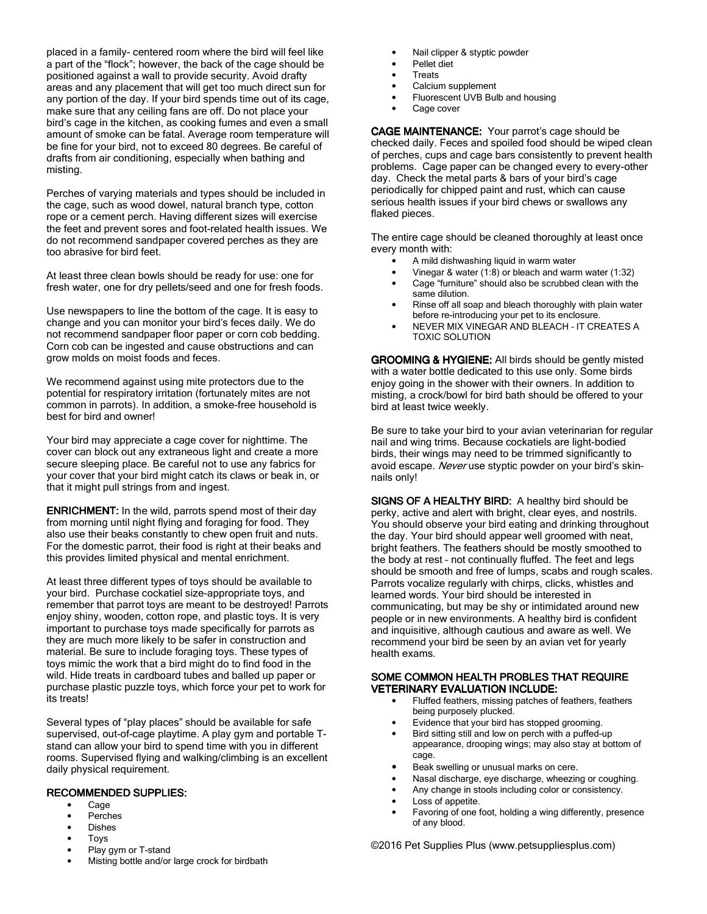placed in a family- centered room where the bird will feel like a part of the "flock"; however, the back of the cage should be positioned against a wall to provide security. Avoid drafty areas and any placement that will get too much direct sun for any portion of the day. If your bird spends time out of its cage, make sure that any ceiling fans are off. Do not place your bird's cage in the kitchen, as cooking fumes and even a small amount of smoke can be fatal. Average room temperature will be fine for your bird, not to exceed 80 degrees. Be careful of drafts from air conditioning, especially when bathing and misting.

Perches of varying materials and types should be included in the cage, such as wood dowel, natural branch type, cotton rope or a cement perch. Having different sizes will exercise the feet and prevent sores and foot-related health issues. We do not recommend sandpaper covered perches as they are too abrasive for bird feet.

At least three clean bowls should be ready for use: one for fresh water, one for dry pellets/seed and one for fresh foods.

Use newspapers to line the bottom of the cage. It is easy to change and you can monitor your bird's feces daily. We do not recommend sandpaper floor paper or corn cob bedding. Corn cob can be ingested and cause obstructions and can grow molds on moist foods and feces.

We recommend against using mite protectors due to the potential for respiratory irritation (fortunately mites are not common in parrots). In addition, a smoke-free household is best for bird and owner!

Your bird may appreciate a cage cover for nighttime. The cover can block out any extraneous light and create a more secure sleeping place. Be careful not to use any fabrics for your cover that your bird might catch its claws or beak in, or that it might pull strings from and ingest.

**ENRICHMENT:** In the wild, parrots spend most of their day from morning until night flying and foraging for food. They also use their beaks constantly to chew open fruit and nuts. For the domestic parrot, their food is right at their beaks and this provides limited physical and mental enrichment.

At least three different types of toys should be available to your bird. Purchase cockatiel size-appropriate toys, and remember that parrot toys are meant to be destroyed! Parrots enjoy shiny, wooden, cotton rope, and plastic toys. It is very important to purchase toys made specifically for parrots as they are much more likely to be safer in construction and material. Be sure to include foraging toys. These types of toys mimic the work that a bird might do to find food in the wild. Hide treats in cardboard tubes and balled up paper or purchase plastic puzzle toys, which force your pet to work for its treats!

Several types of "play places" should be available for safe supervised, out-of-cage playtime. A play gym and portable T-stand can allow your bird to spend time with you in different rooms. Supervised flying and walking/climbing is an excellent daily physical requirement.

**RECOMMENDED SUPPLIES:**

- Cage
- Perches
- Dishes
- Toys
- Play gym or T-stand
- Misting bottle and/or large crock for birdbath
- Nail clipper & styptic powder
- Pellet diet
- Treats
- Calcium supplement
- Fluorescent UVB Bulb and housing
- Cage cover

**CAGE MAINTENANCE:** Your parrot's cage should be checked daily. Feces and spoiled food should be wiped clean of perches, cups and cage bars consistently to prevent health problems. Cage paper can be changed every to every-other day. Check the metal parts & bars of your bird's cage periodically for chipped paint and rust, which can cause serious health issues if your bird chews or swallows any flaked pieces.

The entire cage should be cleaned thoroughly at least once every month with:

- A mild dishwashing liquid in warm water
- Vinegar & water (1:8) or bleach and warm water (1:32)
- Cage "furniture" should also be scrubbed clean with the same dilution.
- Rinse off all soap and bleach thoroughly with plain water before re-introducing your pet to its enclosure.
- NEVER MIX VINEGAR AND BLEACH – IT CREATES A TOXIC SOLUTION

**GROOMING & HYGIENE:** All birds should be gently misted with a water bottle dedicated to this use only. Some birds enjoy going in the shower with their owners. In addition to misting, a crock/bowl for bird bath should be offered to your bird at least twice weekly.

Be sure to take your bird to your avian veterinarian for regular nail and wing trims. Because cockatiels are light-bodied birds, their wings may need to be trimmed significantly to avoid escape. *Never* use styptic powder on your bird's skin-nails only!

**SIGNS OF A HEALTHY BIRD:** A healthy bird should be perky, active and alert with bright, clear eyes, and nostrils. You should observe your bird eating and drinking throughout the day. Your bird should appear well groomed with neat, bright feathers. The feathers should be mostly smoothed to the body at rest – not continually fluffed. The feet and legs should be smooth and free of lumps, scabs and rough scales. Parrots vocalize regularly with chirps, clicks, whistles and learned words. Your bird should be interested in communicating, but may be shy or intimidated around new people or in new environments. A healthy bird is confident and inquisitive, although cautious and aware as well. We recommend your bird be seen by an avian vet for yearly health exams.

**SOME COMMON HEALTH PROBLES THAT REQUIRE VETERINARY EVALUATION INCLUDE:**

- Fluffed feathers, missing patches of feathers, feathers being purposely plucked.
- Evidence that your bird has stopped grooming.
- Bird sitting still and low on perch with a puffed-up appearance, drooping wings; may also stay at bottom of cage.
- Beak swelling or unusual marks on cere.
- Nasal discharge, eye discharge, wheezing or coughing.
- Any change in stools including color or consistency.
- Loss of appetite.
- Favoring of one foot, holding a wing differently, presence of any blood.

©2016 Pet Supplies Plus (www.petsuppliesplus.com)